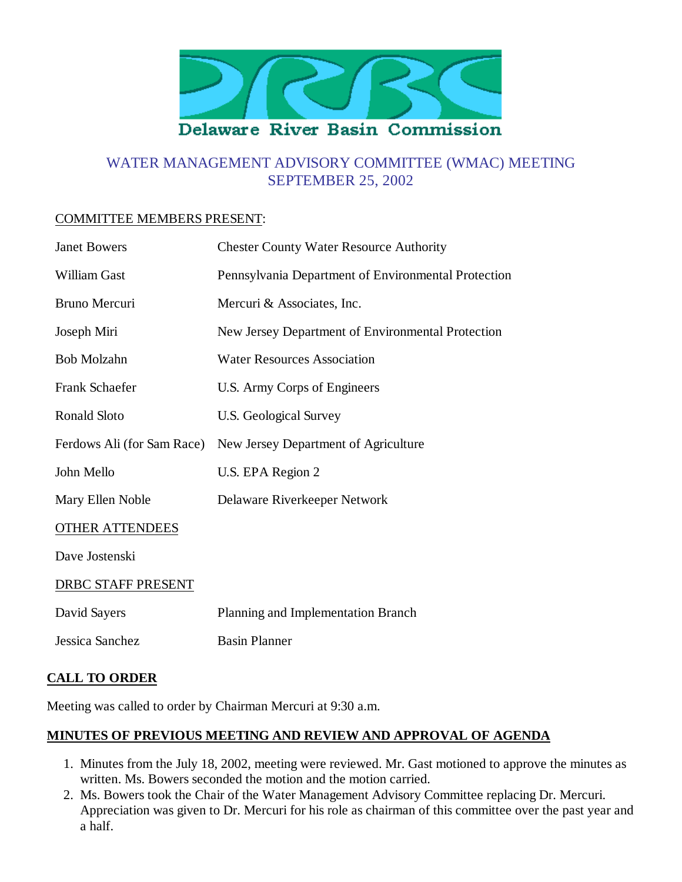Delaware River Basin Commission

# WATER MANAGEMENT ADVISORY COMMITTEE (WMAC) MEETING
## SEPTEMBER 25, 2002

COMMITTEE MEMBERS PRESENT:

| | |
|---|---|
| Janet Bowers | Chester County Water Resource Authority |
| William Gast | Pennsylvania Department of Environmental Protection |
| Bruno Mercuri | Mercuri & Associates, Inc. |
| Joseph Miri | New Jersey Department of Environmental Protection |
| Bob Molzahn | Water Resources Association |
| Frank Schaefer | U.S. Army Corps of Engineers |
| Ronald Sloto | U.S. Geological Survey |
| Ferdows Ali (for Sam Race) | New Jersey Department of Agriculture |
| John Mello | U.S. EPA Region 2 |
| Mary Ellen Noble | Delaware Riverkeeper Network |

OTHER ATTENDEES

Dave Jostenski

DRBC STAFF PRESENT

| | |
|---|---|
| David Sayers | Planning and Implementation Branch |
| Jessica Sanchez | Basin Planner |

**CALL TO ORDER**

Meeting was called to order by Chairman Mercuri at 9:30 a.m.

**MINUTES OF PREVIOUS MEETING AND REVIEW AND APPROVAL OF AGENDA**

1. Minutes from the July 18, 2002, meeting were reviewed. Mr. Gast motioned to approve the minutes as written. Ms. Bowers seconded the motion and the motion carried.
2. Ms. Bowers took the Chair of the Water Management Advisory Committee replacing Dr. Mercuri. Appreciation was given to Dr. Mercuri for his role as chairman of this committee over the past year and a half.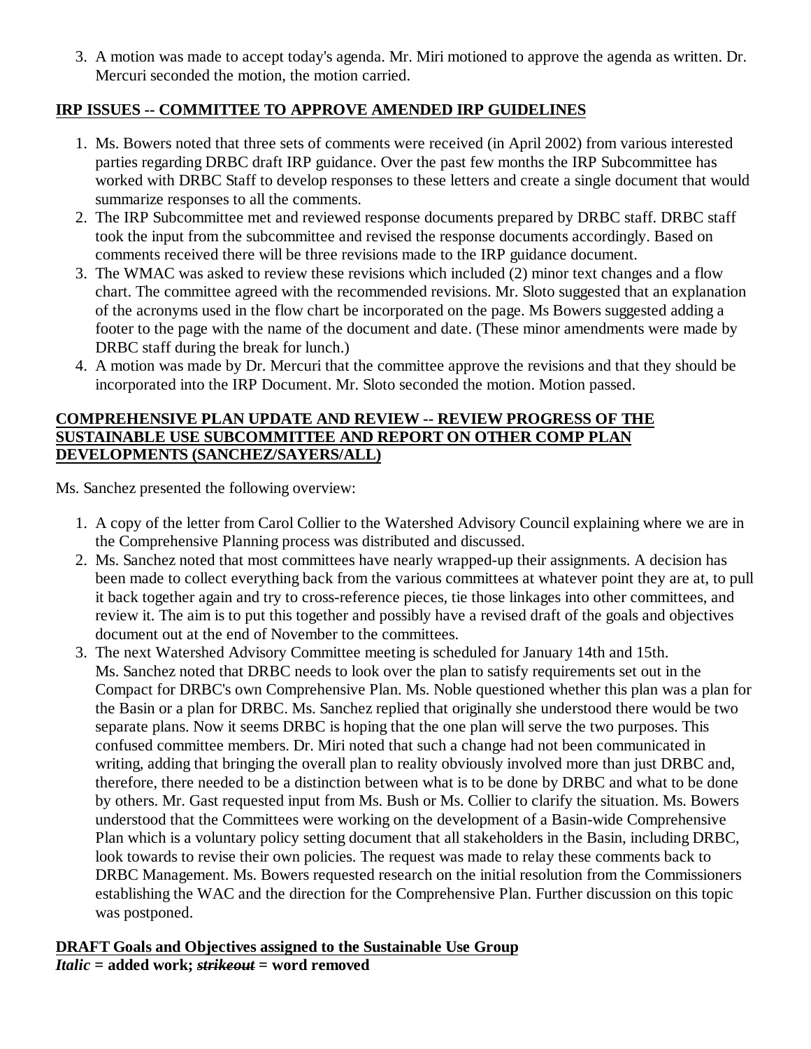3. A motion was made to accept today's agenda. Mr. Miri motioned to approve the agenda as written. Dr. Mercuri seconded the motion, the motion carried.

**IRP ISSUES -- COMMITTEE TO APPROVE AMENDED IRP GUIDELINES**

1. Ms. Bowers noted that three sets of comments were received (in April 2002) from various interested parties regarding DRBC draft IRP guidance. Over the past few months the IRP Subcommittee has worked with DRBC Staff to develop responses to these letters and create a single document that would summarize responses to all the comments.
2. The IRP Subcommittee met and reviewed response documents prepared by DRBC staff. DRBC staff took the input from the subcommittee and revised the response documents accordingly. Based on comments received there will be three revisions made to the IRP guidance document.
3. The WMAC was asked to review these revisions which included (2) minor text changes and a flow chart. The committee agreed with the recommended revisions. Mr. Sloto suggested that an explanation of the acronyms used in the flow chart be incorporated on the page. Ms Bowers suggested adding a footer to the page with the name of the document and date. (These minor amendments were made by DRBC staff during the break for lunch.)
4. A motion was made by Dr. Mercuri that the committee approve the revisions and that they should be incorporated into the IRP Document. Mr. Sloto seconded the motion. Motion passed.

**COMPREHENSIVE PLAN UPDATE AND REVIEW -- REVIEW PROGRESS OF THE SUSTAINABLE USE SUBCOMMITTEE AND REPORT ON OTHER COMP PLAN DEVELOPMENTS (SANCHEZ/SAYERS/ALL)**

Ms. Sanchez presented the following overview:

1. A copy of the letter from Carol Collier to the Watershed Advisory Council explaining where we are in the Comprehensive Planning process was distributed and discussed.
2. Ms. Sanchez noted that most committees have nearly wrapped-up their assignments. A decision has been made to collect everything back from the various committees at whatever point they are at, to pull it back together again and try to cross-reference pieces, tie those linkages into other committees, and review it. The aim is to put this together and possibly have a revised draft of the goals and objectives document out at the end of November to the committees.
3. The next Watershed Advisory Committee meeting is scheduled for January 14th and 15th. Ms. Sanchez noted that DRBC needs to look over the plan to satisfy requirements set out in the Compact for DRBC's own Comprehensive Plan. Ms. Noble questioned whether this plan was a plan for the Basin or a plan for DRBC. Ms. Sanchez replied that originally she understood there would be two separate plans. Now it seems DRBC is hoping that the one plan will serve the two purposes. This confused committee members. Dr. Miri noted that such a change had not been communicated in writing, adding that bringing the overall plan to reality obviously involved more than just DRBC and, therefore, there needed to be a distinction between what is to be done by DRBC and what to be done by others. Mr. Gast requested input from Ms. Bush or Ms. Collier to clarify the situation. Ms. Bowers understood that the Committees were working on the development of a Basin-wide Comprehensive Plan which is a voluntary policy setting document that all stakeholders in the Basin, including DRBC, look towards to revise their own policies. The request was made to relay these comments back to DRBC Management. Ms. Bowers requested research on the initial resolution from the Commissioners establishing the WAC and the direction for the Comprehensive Plan. Further discussion on this topic was postponed.

**DRAFT Goals and Objectives assigned to the Sustainable Use Group**
***Italic* = added work; ~~*strikeout*~~ = word removed**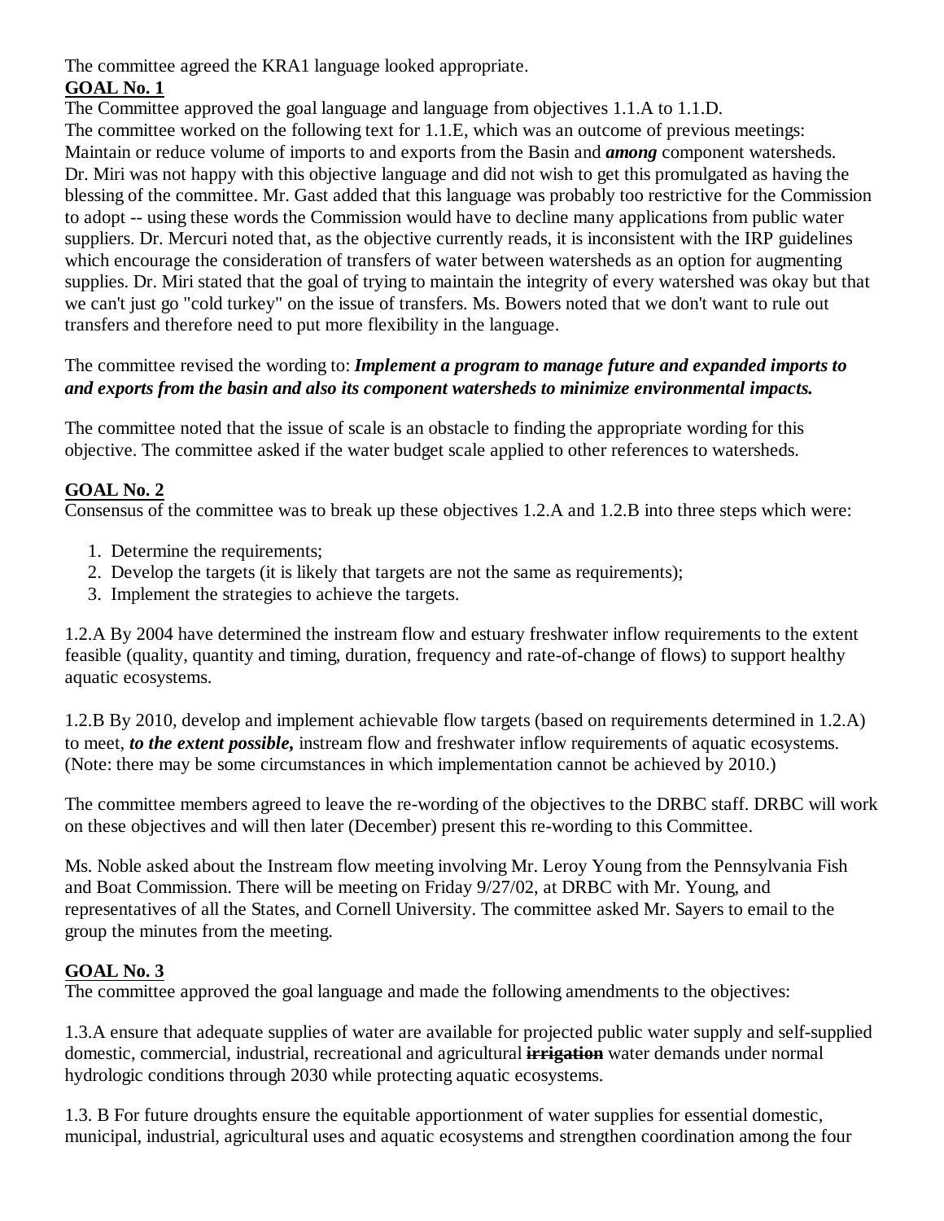The committee agreed the KRA1 language looked appropriate.

**GOAL No. 1**

The Committee approved the goal language and language from objectives 1.1.A to 1.1.D.

The committee worked on the following text for 1.1.E, which was an outcome of previous meetings: Maintain or reduce volume of imports to and exports from the Basin and ***among*** component watersheds. Dr. Miri was not happy with this objective language and did not wish to get this promulgated as having the blessing of the committee. Mr. Gast added that this language was probably too restrictive for the Commission to adopt -- using these words the Commission would have to decline many applications from public water suppliers. Dr. Mercuri noted that, as the objective currently reads, it is inconsistent with the IRP guidelines which encourage the consideration of transfers of water between watersheds as an option for augmenting supplies. Dr. Miri stated that the goal of trying to maintain the integrity of every watershed was okay but that we can't just go "cold turkey" on the issue of transfers. Ms. Bowers noted that we don't want to rule out transfers and therefore need to put more flexibility in the language.

The committee revised the wording to: ***Implement a program to manage future and expanded imports to and exports from the basin and also its component watersheds to minimize environmental impacts.***

The committee noted that the issue of scale is an obstacle to finding the appropriate wording for this objective. The committee asked if the water budget scale applied to other references to watersheds.

**GOAL No. 2**

Consensus of the committee was to break up these objectives 1.2.A and 1.2.B into three steps which were:

1. Determine the requirements;
2. Develop the targets (it is likely that targets are not the same as requirements);
3. Implement the strategies to achieve the targets.

1.2.A By 2004 have determined the instream flow and estuary freshwater inflow requirements to the extent feasible (quality, quantity and timing, duration, frequency and rate-of-change of flows) to support healthy aquatic ecosystems.

1.2.B By 2010, develop and implement achievable flow targets (based on requirements determined in 1.2.A) to meet, ***to the extent possible,*** instream flow and freshwater inflow requirements of aquatic ecosystems. (Note: there may be some circumstances in which implementation cannot be achieved by 2010.)

The committee members agreed to leave the re-wording of the objectives to the DRBC staff. DRBC will work on these objectives and will then later (December) present this re-wording to this Committee.

Ms. Noble asked about the Instream flow meeting involving Mr. Leroy Young from the Pennsylvania Fish and Boat Commission. There will be meeting on Friday 9/27/02, at DRBC with Mr. Young, and representatives of all the States, and Cornell University. The committee asked Mr. Sayers to email to the group the minutes from the meeting.

**GOAL No. 3**

The committee approved the goal language and made the following amendments to the objectives:

1.3.A ensure that adequate supplies of water are available for projected public water supply and self-supplied domestic, commercial, industrial, recreational and agricultural ~~**irrigation**~~ water demands under normal hydrologic conditions through 2030 while protecting aquatic ecosystems.

1.3. B For future droughts ensure the equitable apportionment of water supplies for essential domestic, municipal, industrial, agricultural uses and aquatic ecosystems and strengthen coordination among the four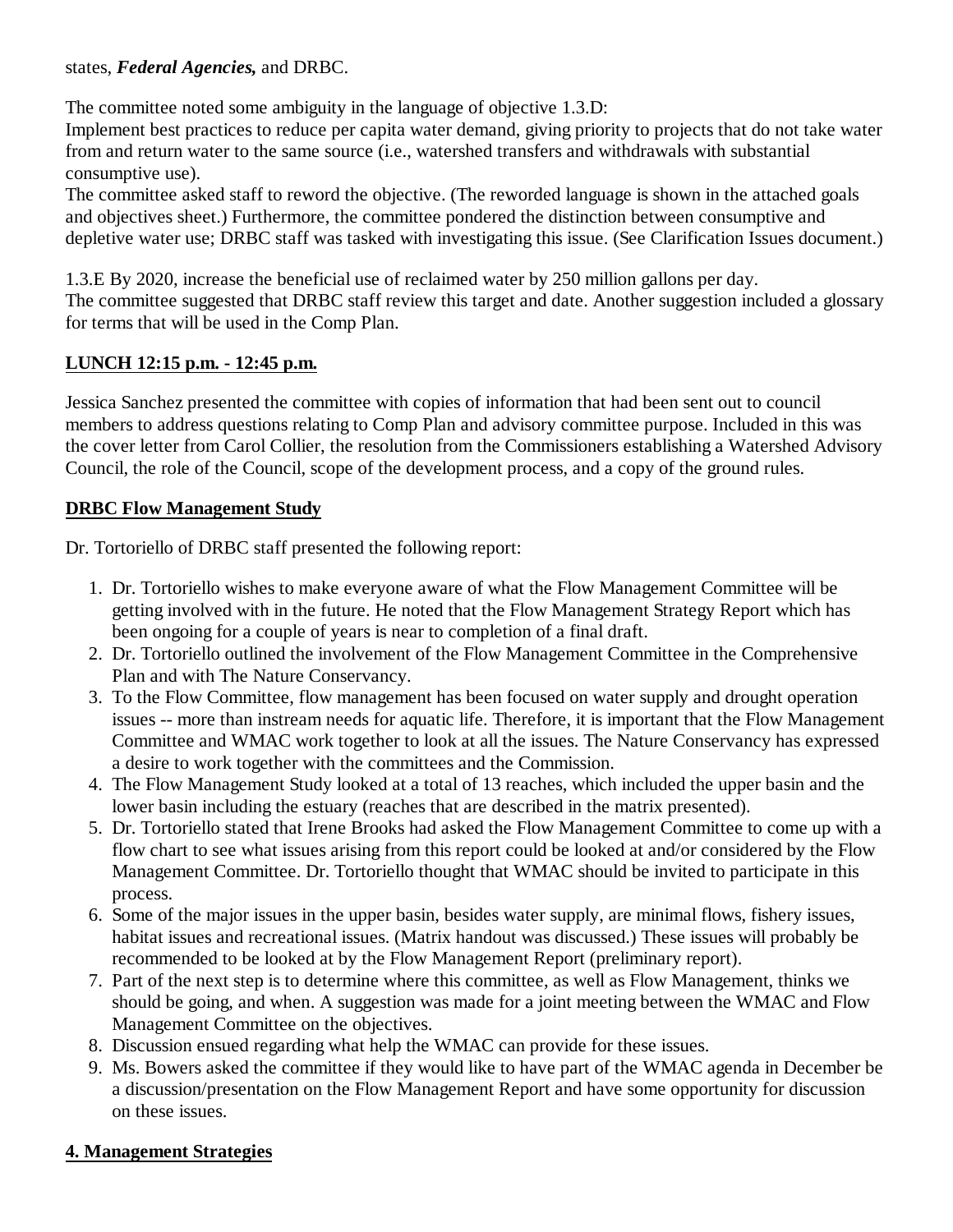states, ***Federal Agencies,*** and DRBC.

The committee noted some ambiguity in the language of objective 1.3.D:
Implement best practices to reduce per capita water demand, giving priority to projects that do not take water from and return water to the same source (i.e., watershed transfers and withdrawals with substantial consumptive use).
The committee asked staff to reword the objective. (The reworded language is shown in the attached goals and objectives sheet.) Furthermore, the committee pondered the distinction between consumptive and depletive water use; DRBC staff was tasked with investigating this issue. (See Clarification Issues document.)

1.3.E By 2020, increase the beneficial use of reclaimed water by 250 million gallons per day.
The committee suggested that DRBC staff review this target and date. Another suggestion included a glossary for terms that will be used in the Comp Plan.

**LUNCH 12:15 p.m. - 12:45 p.m.**

Jessica Sanchez presented the committee with copies of information that had been sent out to council members to address questions relating to Comp Plan and advisory committee purpose. Included in this was the cover letter from Carol Collier, the resolution from the Commissioners establishing a Watershed Advisory Council, the role of the Council, scope of the development process, and a copy of the ground rules.

**DRBC Flow Management Study**

Dr. Tortoriello of DRBC staff presented the following report:

1. Dr. Tortoriello wishes to make everyone aware of what the Flow Management Committee will be getting involved with in the future. He noted that the Flow Management Strategy Report which has been ongoing for a couple of years is near to completion of a final draft.
2. Dr. Tortoriello outlined the involvement of the Flow Management Committee in the Comprehensive Plan and with The Nature Conservancy.
3. To the Flow Committee, flow management has been focused on water supply and drought operation issues -- more than instream needs for aquatic life. Therefore, it is important that the Flow Management Committee and WMAC work together to look at all the issues. The Nature Conservancy has expressed a desire to work together with the committees and the Commission.
4. The Flow Management Study looked at a total of 13 reaches, which included the upper basin and the lower basin including the estuary (reaches that are described in the matrix presented).
5. Dr. Tortoriello stated that Irene Brooks had asked the Flow Management Committee to come up with a flow chart to see what issues arising from this report could be looked at and/or considered by the Flow Management Committee. Dr. Tortoriello thought that WMAC should be invited to participate in this process.
6. Some of the major issues in the upper basin, besides water supply, are minimal flows, fishery issues, habitat issues and recreational issues. (Matrix handout was discussed.) These issues will probably be recommended to be looked at by the Flow Management Report (preliminary report).
7. Part of the next step is to determine where this committee, as well as Flow Management, thinks we should be going, and when. A suggestion was made for a joint meeting between the WMAC and Flow Management Committee on the objectives.
8. Discussion ensued regarding what help the WMAC can provide for these issues.
9. Ms. Bowers asked the committee if they would like to have part of the WMAC agenda in December be a discussion/presentation on the Flow Management Report and have some opportunity for discussion on these issues.

**4. Management Strategies**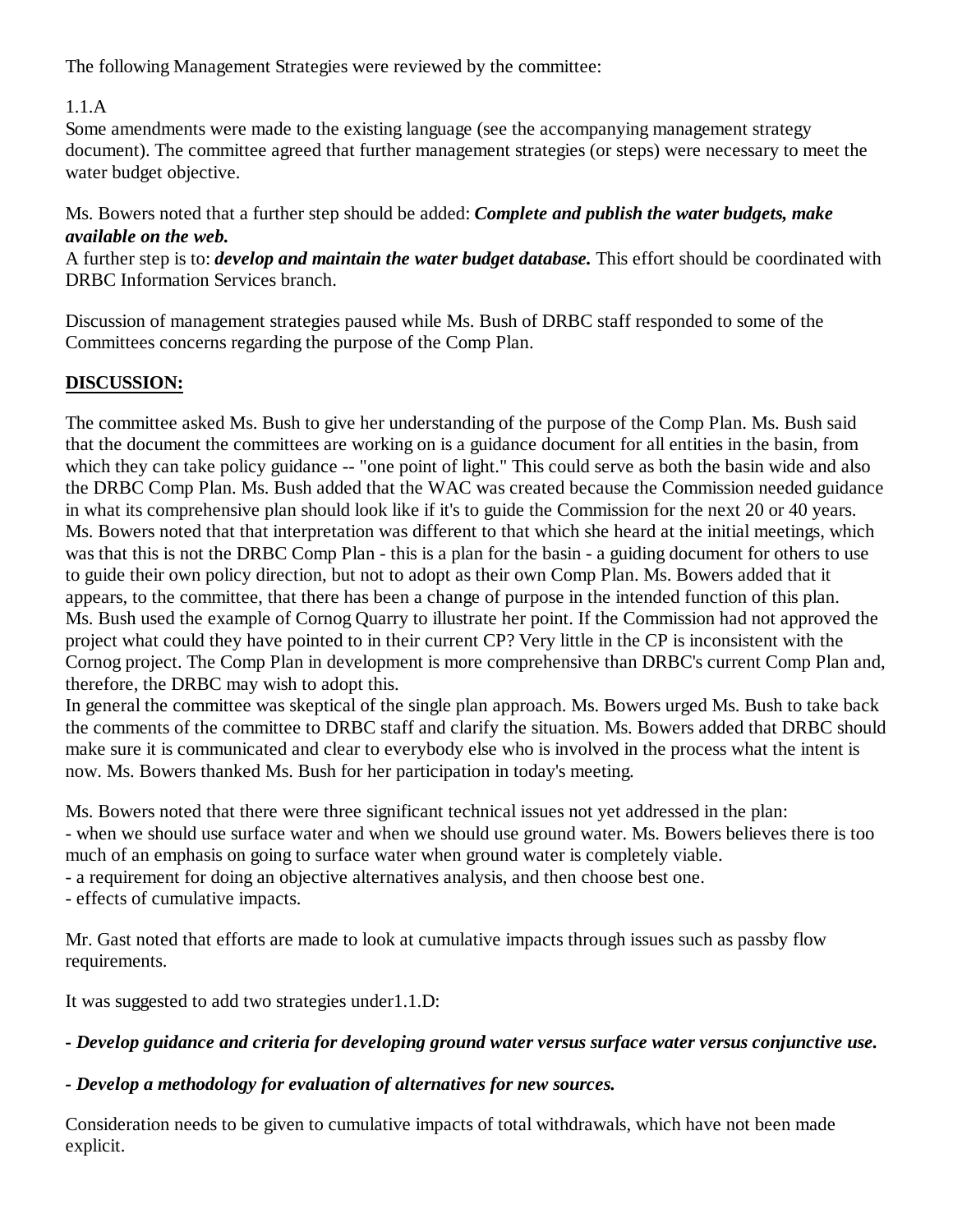The following Management Strategies were reviewed by the committee:

1.1.A

Some amendments were made to the existing language (see the accompanying management strategy document). The committee agreed that further management strategies (or steps) were necessary to meet the water budget objective.

Ms. Bowers noted that a further step should be added: ***Complete and publish the water budgets, make available on the web.***

A further step is to: ***develop and maintain the water budget database.*** This effort should be coordinated with DRBC Information Services branch.

Discussion of management strategies paused while Ms. Bush of DRBC staff responded to some of the Committees concerns regarding the purpose of the Comp Plan.

**DISCUSSION:**

The committee asked Ms. Bush to give her understanding of the purpose of the Comp Plan. Ms. Bush said that the document the committees are working on is a guidance document for all entities in the basin, from which they can take policy guidance -- "one point of light." This could serve as both the basin wide and also the DRBC Comp Plan. Ms. Bush added that the WAC was created because the Commission needed guidance in what its comprehensive plan should look like if it's to guide the Commission for the next 20 or 40 years. Ms. Bowers noted that that interpretation was different to that which she heard at the initial meetings, which was that this is not the DRBC Comp Plan - this is a plan for the basin - a guiding document for others to use to guide their own policy direction, but not to adopt as their own Comp Plan. Ms. Bowers added that it appears, to the committee, that there has been a change of purpose in the intended function of this plan. Ms. Bush used the example of Cornog Quarry to illustrate her point. If the Commission had not approved the project what could they have pointed to in their current CP? Very little in the CP is inconsistent with the Cornog project. The Comp Plan in development is more comprehensive than DRBC's current Comp Plan and, therefore, the DRBC may wish to adopt this.

In general the committee was skeptical of the single plan approach. Ms. Bowers urged Ms. Bush to take back the comments of the committee to DRBC staff and clarify the situation. Ms. Bowers added that DRBC should make sure it is communicated and clear to everybody else who is involved in the process what the intent is now. Ms. Bowers thanked Ms. Bush for her participation in today's meeting.

Ms. Bowers noted that there were three significant technical issues not yet addressed in the plan:

- when we should use surface water and when we should use ground water. Ms. Bowers believes there is too much of an emphasis on going to surface water when ground water is completely viable.
- a requirement for doing an objective alternatives analysis, and then choose best one.
- effects of cumulative impacts.

Mr. Gast noted that efforts are made to look at cumulative impacts through issues such as passby flow requirements.

It was suggested to add two strategies under1.1.D:

- ***Develop guidance and criteria for developing ground water versus surface water versus conjunctive use.***

- ***Develop a methodology for evaluation of alternatives for new sources.***

Consideration needs to be given to cumulative impacts of total withdrawals, which have not been made explicit.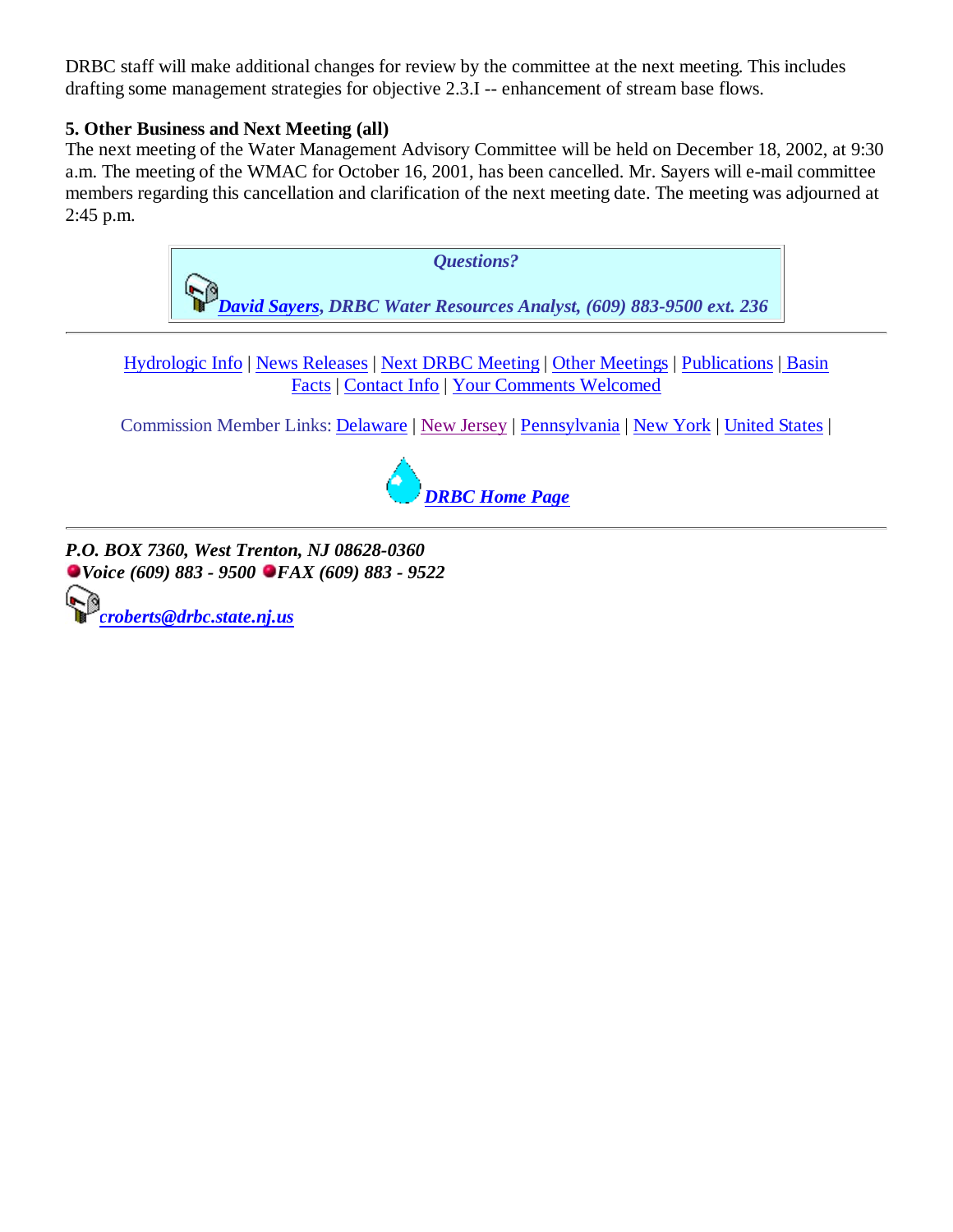DRBC staff will make additional changes for review by the committee at the next meeting. This includes drafting some management strategies for objective 2.3.I -- enhancement of stream base flows.

**5. Other Business and Next Meeting (all)**

The next meeting of the Water Management Advisory Committee will be held on December 18, 2002, at 9:30 a.m. The meeting of the WMAC for October 16, 2001, has been cancelled. Mr. Sayers will e-mail committee members regarding this cancellation and clarification of the next meeting date. The meeting was adjourned at 2:45 p.m.

***Questions?***

***David Sayers, DRBC Water Resources Analyst, (609) 883-9500 ext. 236***

---

Hydrologic Info | News Releases | Next DRBC Meeting | Other Meetings | Publications | Basin Facts | Contact Info | Your Comments Welcomed

Commission Member Links: Delaware | New Jersey | Pennsylvania | New York | United States |

***DRBC Home Page***

---

***P.O. BOX 7360, West Trenton, NJ 08628-0360***

***Voice (609) 883 - 9500 FAX (609) 883 - 9522***

***croberts@drbc.state.nj.us***